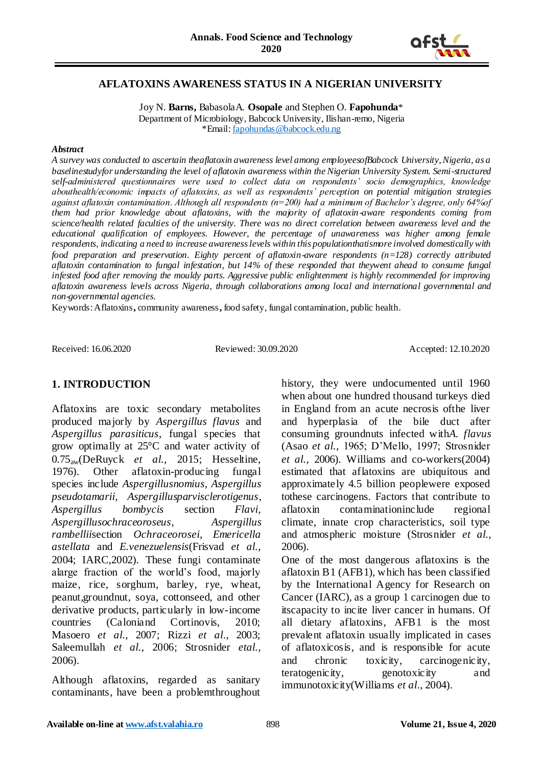# AFLATOXINS AWARENESS STATUS IN A NIGERIAN UNIVERSITY

Joy N. **Barns,** Babasola A. **Osopale** and Stephen O. **Fapohunda***
Department of Microbiology, Babcock University, Ilishan-remo, Nigeria
*Email: fapohundas@babcock.edu.ng

***Abstract***

*A survey was conducted to ascertain the aflatoxin awareness level among employees of Babcock University, Nigeria, as a baseline study for understanding the level of aflatoxin awareness within the Nigerian University System. Semi-structured self-administered questionnaires were used to collect data on respondents' socio demographics, knowledge about health/economic impacts of aflatoxins, as well as respondents' perception on potential mitigation strategies against aflatoxin contamination. Although all respondents (n=200) had a minimum of Bachelor's degree, only 64% of them had prior knowledge about aflatoxins, with the majority of aflatoxin-aware respondents coming from science/health related faculties of the university. There was no direct correlation between awareness level and the educational qualification of employees. However, the percentage of unawareness was higher among female respondents, indicating a need to increase awareness levels within this population that is more involved domestically with food preparation and preservation. Eighty percent of aflatoxin-aware respondents (n=128) correctly attributed aflatoxin contamination to fungal infestation, but 14% of these responded that they went ahead to consume fungal infested food after removing the mouldy parts. Aggressive public enlightenment is highly recommended for improving aflatoxin awareness levels across Nigeria, through collaborations among local and international governmental and non-governmental agencies.*

Keywords: Aflatoxins, community awareness, food safety, fungal contamination, public health.

Received: 16.06.2020 Reviewed: 30.09.2020 Accepted: 12.10.2020

## 1. INTRODUCTION

Aflatoxins are toxic secondary metabolites produced majorly by *Aspergillus flavus* and *Aspergillus parasiticus*, fungal species that grow optimally at 25°C and water activity of $0.75_{aw}$ (DeRuyck *et al.*, 2015; Hesseltine, 1976). Other aflatoxin-producing fungal species include *Aspergillus nomius*, *Aspergillus pseudotamarii*, *Aspergillus parvisclerotigenus*, *Aspergillus bombycis* section *Flavi*, *Aspergillus ochraceoroseus*, *Aspergillus rambellii* section *Ochraceorosei*, *Emericella astellata* and *E. venezuelensis* (Frisvad *et al.*, 2004; IARC, 2002). These fungi contaminate a large fraction of the world's food, majorly maize, rice, sorghum, barley, rye, wheat, peanut, groundnut, soya, cottonseed, and other derivative products, particularly in low-income countries (Caloni and Cortinovis, 2010; Masoero *et al.*, 2007; Rizzi *et al.*, 2003; Saleemullah *et al.*, 2006; Strosnider *et al.*, 2006).

Although aflatoxins, regarded as sanitary contaminants, have been a problem throughout history, they were undocumented until 1960 when about one hundred thousand turkeys died in England from an acute necrosis of the liver and hyperplasia of the bile duct after consuming groundnuts infected with *A. flavus* (Asao *et al.*, 1965; D'Mello, 1997; Strosnider *et al.*, 2006). Williams and co-workers (2004) estimated that aflatoxins are ubiquitous and approximately 4.5 billion people were exposed to these carcinogens. Factors that contribute to aflatoxin contamination include regional climate, innate crop characteristics, soil type and atmospheric moisture (Strosnider *et al.*, 2006).

One of the most dangerous aflatoxins is the aflatoxin B1 (AFB1), which has been classified by the International Agency for Research on Cancer (IARC), as a group 1 carcinogen due to its capacity to incite liver cancer in humans. Of all dietary aflatoxins, AFB1 is the most prevalent aflatoxin usually implicated in cases of aflatoxicosis, and is responsible for acute and chronic toxicity, carcinogenicity, teratogenicity, genotoxicity and immunotoxicity (Williams *et al.*, 2004).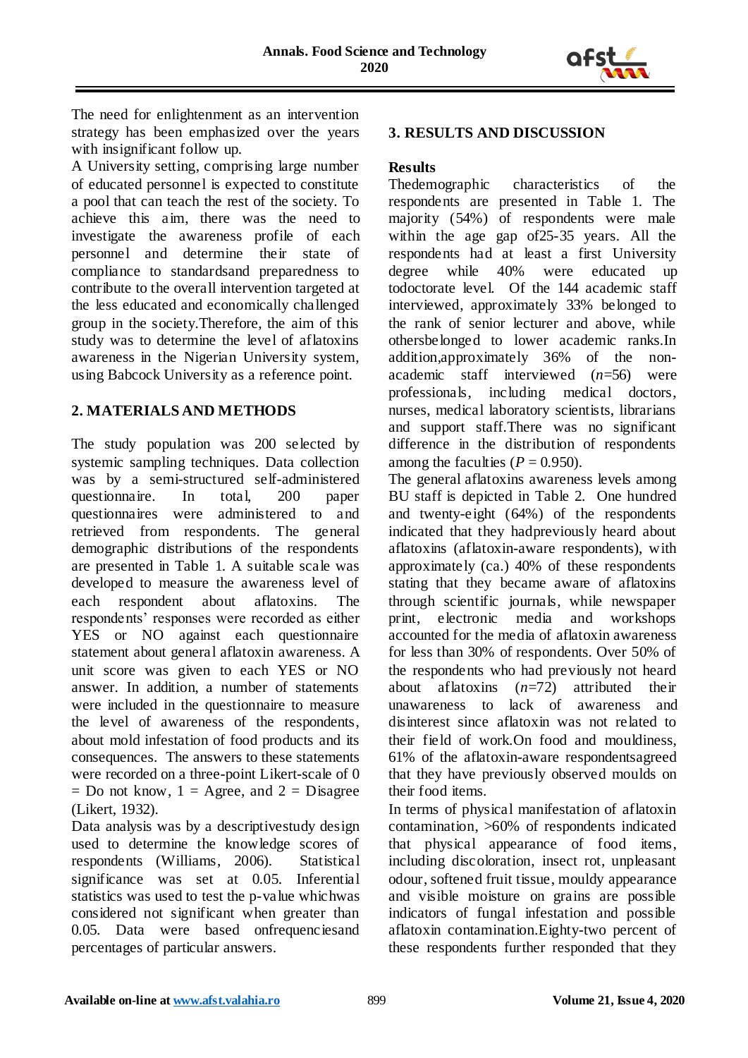The need for enlightenment as an intervention strategy has been emphasized over the years with insignificant follow up.

A University setting, comprising large number of educated personnel is expected to constitute a pool that can teach the rest of the society. To achieve this aim, there was the need to investigate the awareness profile of each personnel and determine their state of compliance to standardsand preparedness to contribute to the overall intervention targeted at the less educated and economically challenged group in the society.Therefore, the aim of this study was to determine the level of aflatoxins awareness in the Nigerian University system, using Babcock University as a reference point.

## 2. MATERIALS AND METHODS

The study population was 200 selected by systemic sampling techniques. Data collection was by a semi-structured self-administered questionnaire. In total, 200 paper questionnaires were administered to and retrieved from respondents. The general demographic distributions of the respondents are presented in Table 1. A suitable scale was developed to measure the awareness level of each respondent about aflatoxins. The respondents' responses were recorded as either YES or NO against each questionnaire statement about general aflatoxin awareness. A unit score was given to each YES or NO answer. In addition, a number of statements were included in the questionnaire to measure the level of awareness of the respondents, about mold infestation of food products and its consequences. The answers to these statements were recorded on a three-point Likert-scale of 0 = Do not know, 1 = Agree, and 2 = Disagree (Likert, 1932).

Data analysis was by a descriptivestudy design used to determine the knowledge scores of respondents (Williams, 2006). Statistical significance was set at 0.05. Inferential statistics was used to test the p-value whichwas considered not significant when greater than 0.05. Data were based onfrequenciesand percentages of particular answers.

## 3. RESULTS AND DISCUSSION

### Results

Thedemographic characteristics of the respondents are presented in Table 1. The majority (54%) of respondents were male within the age gap of25-35 years. All the respondents had at least a first University degree while 40% were educated up todoctorate level. Of the 144 academic staff interviewed, approximately 33% belonged to the rank of senior lecturer and above, while othersbelonged to lower academic ranks.In addition,approximately 36% of the non-academic staff interviewed ($n$=56) were professionals, including medical doctors, nurses, medical laboratory scientists, librarians and support staff.There was no significant difference in the distribution of respondents among the faculties ($P$ = 0.950).

The general aflatoxins awareness levels among BU staff is depicted in Table 2. One hundred and twenty-eight (64%) of the respondents indicated that they hadpreviously heard about aflatoxins (aflatoxin-aware respondents), with approximately (ca.) 40% of these respondents stating that they became aware of aflatoxins through scientific journals, while newspaper print, electronic media and workshops accounted for the media of aflatoxin awareness for less than 30% of respondents. Over 50% of the respondents who had previously not heard about aflatoxins ($n$=72) attributed their unawareness to lack of awareness and disinterest since aflatoxin was not related to their field of work.On food and mouldiness, 61% of the aflatoxin-aware respondentsagreed that they have previously observed moulds on their food items.

In terms of physical manifestation of aflatoxin contamination, >60% of respondents indicated that physical appearance of food items, including discoloration, insect rot, unpleasant odour, softened fruit tissue, mouldy appearance and visible moisture on grains are possible indicators of fungal infestation and possible aflatoxin contamination.Eighty-two percent of these respondents further responded that they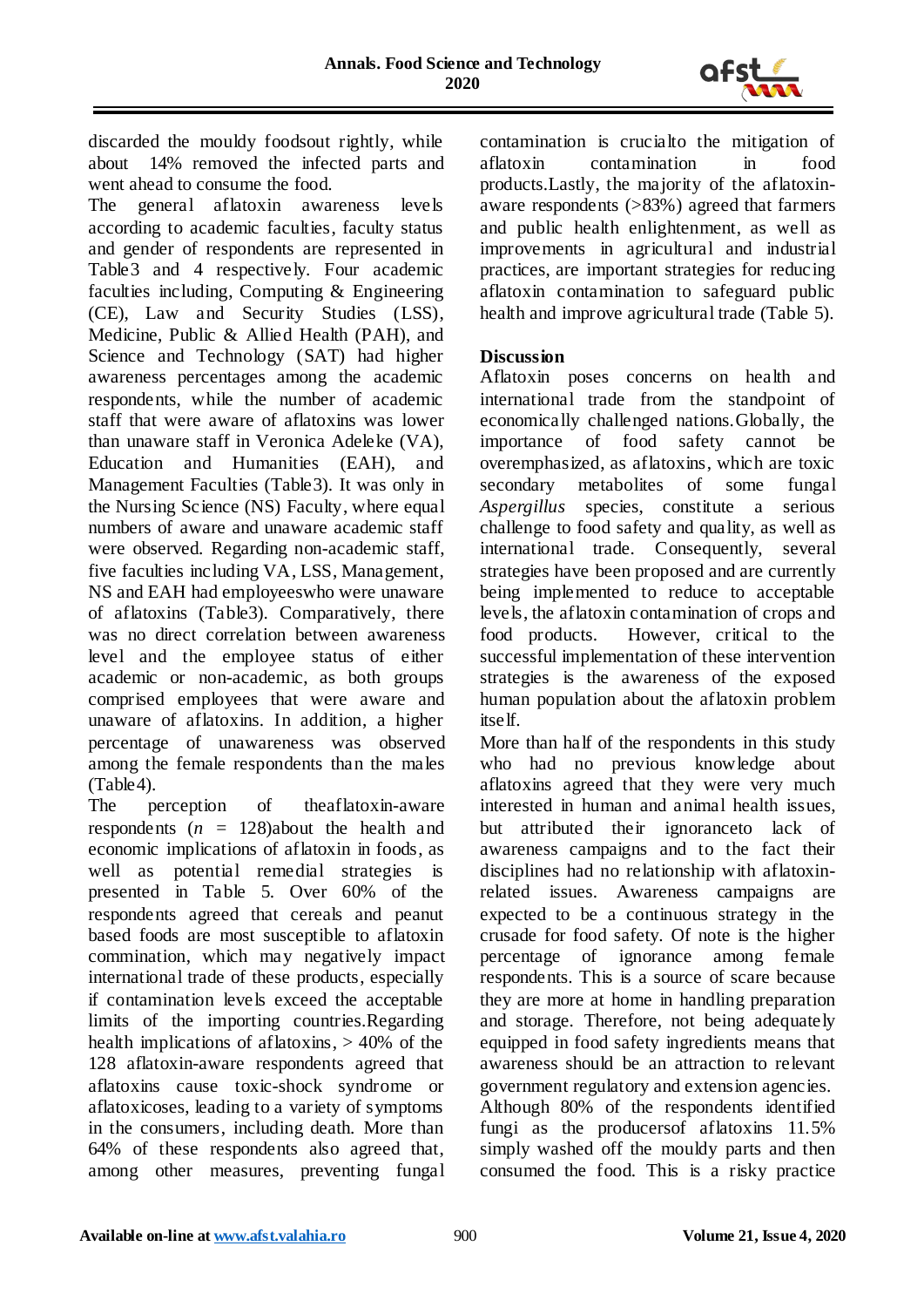discarded the mouldy foodsout rightly, while about 14% removed the infected parts and went ahead to consume the food.

The general aflatoxin awareness levels according to academic faculties, faculty status and gender of respondents are represented in Table3 and 4 respectively. Four academic faculties including, Computing & Engineering (CE), Law and Security Studies (LSS), Medicine, Public & Allied Health (PAH), and Science and Technology (SAT) had higher awareness percentages among the academic respondents, while the number of academic staff that were aware of aflatoxins was lower than unaware staff in Veronica Adeleke (VA), Education and Humanities (EAH), and Management Faculties (Table3). It was only in the Nursing Science (NS) Faculty, where equal numbers of aware and unaware academic staff were observed. Regarding non-academic staff, five faculties including VA, LSS, Management, NS and EAH had employeeswho were unaware of aflatoxins (Table3). Comparatively, there was no direct correlation between awareness level and the employee status of either academic or non-academic, as both groups comprised employees that were aware and unaware of aflatoxins. In addition, a higher percentage of unawareness was observed among the female respondents than the males (Table4).

The perception of theaflatoxin-aware respondents ($n$ = 128)about the health and economic implications of aflatoxin in foods, as well as potential remedial strategies is presented in Table 5. Over 60% of the respondents agreed that cereals and peanut based foods are most susceptible to aflatoxin commination, which may negatively impact international trade of these products, especially if contamination levels exceed the acceptable limits of the importing countries.Regarding health implications of aflatoxins, > 40% of the 128 aflatoxin-aware respondents agreed that aflatoxins cause toxic-shock syndrome or aflatoxicoses, leading to a variety of symptoms in the consumers, including death. More than 64% of these respondents also agreed that, among other measures, preventing fungal contamination is crucialto the mitigation of aflatoxin contamination in food products.Lastly, the majority of the aflatoxin-aware respondents (>83%) agreed that farmers and public health enlightenment, as well as improvements in agricultural and industrial practices, are important strategies for reducing aflatoxin contamination to safeguard public health and improve agricultural trade (Table 5).

## Discussion

Aflatoxin poses concerns on health and international trade from the standpoint of economically challenged nations.Globally, the importance of food safety cannot be overemphasized, as aflatoxins, which are toxic secondary metabolites of some fungal *Aspergillus* species, constitute a serious challenge to food safety and quality, as well as international trade. Consequently, several strategies have been proposed and are currently being implemented to reduce to acceptable levels, the aflatoxin contamination of crops and food products. However, critical to the successful implementation of these intervention strategies is the awareness of the exposed human population about the aflatoxin problem itself.

More than half of the respondents in this study who had no previous knowledge about aflatoxins agreed that they were very much interested in human and animal health issues, but attributed their ignoranceto lack of awareness campaigns and to the fact their disciplines had no relationship with aflatoxin-related issues. Awareness campaigns are expected to be a continuous strategy in the crusade for food safety. Of note is the higher percentage of ignorance among female respondents. This is a source of scare because they are more at home in handling preparation and storage. Therefore, not being adequately equipped in food safety ingredients means that awareness should be an attraction to relevant government regulatory and extension agencies.

Although 80% of the respondents identified fungi as the producersof aflatoxins 11.5% simply washed off the mouldy parts and then consumed the food. This is a risky practice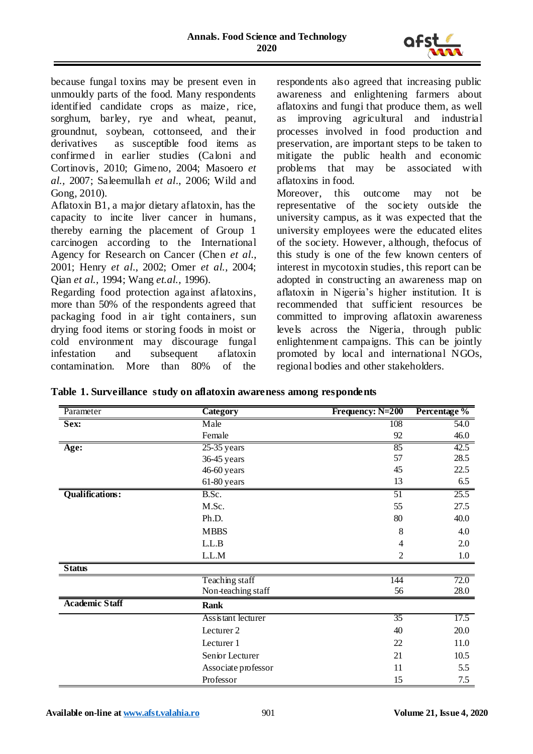because fungal toxins may be present even in unmouldy parts of the food. Many respondents identified candidate crops as maize, rice, sorghum, barley, rye and wheat, peanut, groundnut, soybean, cottonseed, and their derivatives as susceptible food items as confirmed in earlier studies (Caloni and Cortinovis, 2010; Gimeno, 2004; Masoero *et al.*, 2007; Saleemullah *et al.*, 2006; Wild and Gong, 2010).

Aflatoxin B1, a major dietary aflatoxin, has the capacity to incite liver cancer in humans, thereby earning the placement of Group 1 carcinogen according to the International Agency for Research on Cancer (Chen *et al.*, 2001; Henry *et al.*, 2002; Omer *et al.*, 2004; Qian *et al.*, 1994; Wang *et.al.*, 1996).

Regarding food protection against aflatoxins, more than 50% of the respondents agreed that packaging food in air tight containers, sun drying food items or storing foods in moist or cold environment may discourage fungal infestation and subsequent aflatoxin contamination. More than 80% of the respondents also agreed that increasing public awareness and enlightening farmers about aflatoxins and fungi that produce them, as well as improving agricultural and industrial processes involved in food production and preservation, are important steps to be taken to mitigate the public health and economic problems that may be associated with aflatoxins in food.

Moreover, this outcome may not be representative of the society outside the university campus, as it was expected that the university employees were the educated elites of the society. However, although, thefocus of this study is one of the few known centers of interest in mycotoxin studies, this report can be adopted in constructing an awareness map on aflatoxin in Nigeria's higher institution. It is recommended that sufficient resources be committed to improving aflatoxin awareness levels across the Nigeria, through public enlightenment campaigns. This can be jointly promoted by local and international NGOs, regional bodies and other stakeholders.

**Table 1. Surveillance study on aflatoxin awareness among respondents**

| Parameter | Category | Frequency: N=200 | Percentage % |
|---|---|---|---|
| **Sex:** | Male | 108 | 54.0 |
| | Female | 92 | 46.0 |
| **Age:** | 25-35 years | 85 | 42.5 |
| | 36-45 years | 57 | 28.5 |
| | 46-60 years | 45 | 22.5 |
| | 61-80 years | 13 | 6.5 |
| **Qualifications:** | B.Sc. | 51 | 25.5 |
| | M.Sc. | 55 | 27.5 |
| | Ph.D. | 80 | 40.0 |
| | MBBS | 8 | 4.0 |
| | L.L.B | 4 | 2.0 |
| | L.L.M | 2 | 1.0 |
| **Status** | | | |
| | Teaching staff | 144 | 72.0 |
| | Non-teaching staff | 56 | 28.0 |
| **Academic Staff** | **Rank** | | |
| | Assistant lecturer | 35 | 17.5 |
| | Lecturer 2 | 40 | 20.0 |
| | Lecturer 1 | 22 | 11.0 |
| | Senior Lecturer | 21 | 10.5 |
| | Associate professor | 11 | 5.5 |
| | Professor | 15 | 7.5 |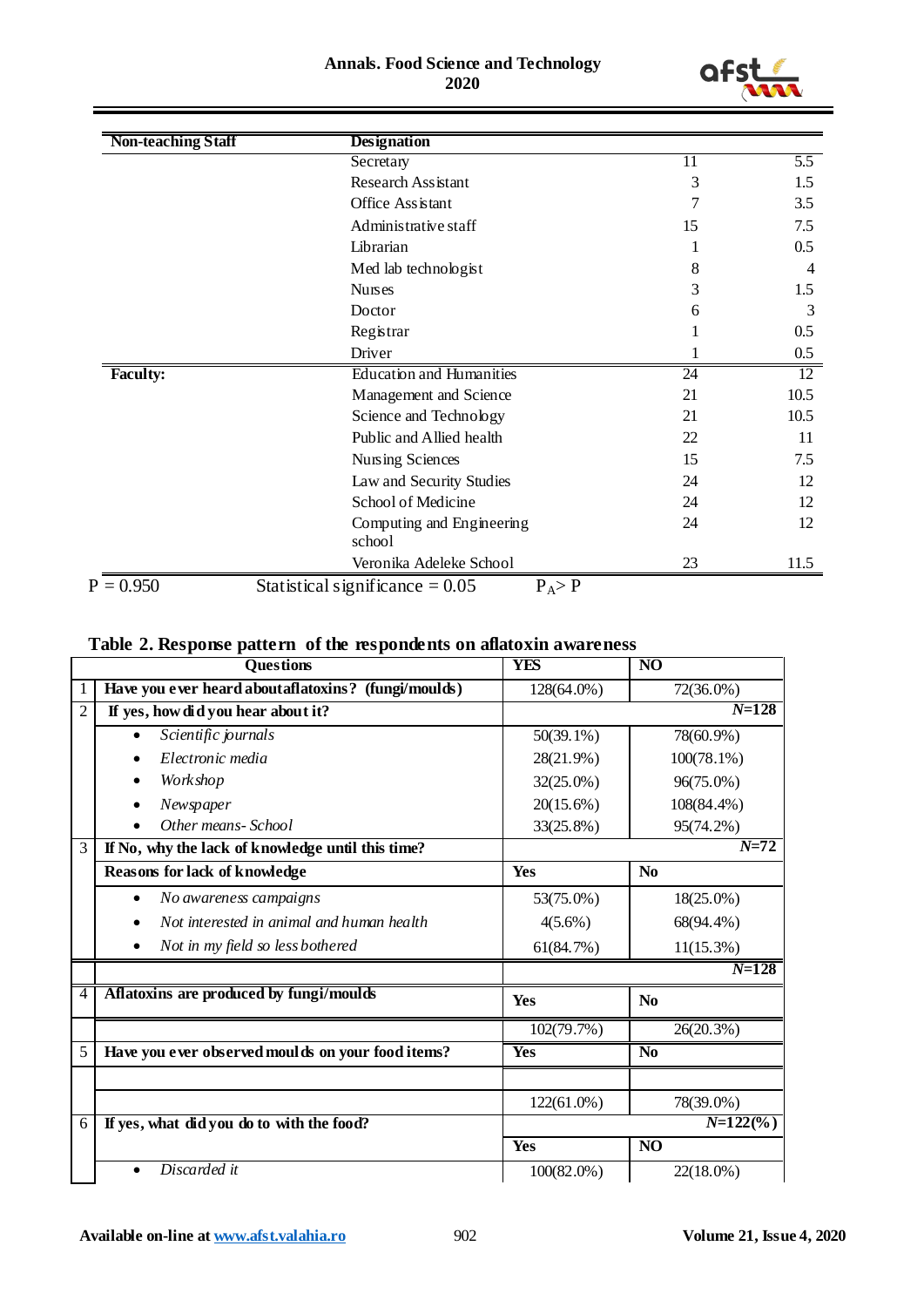| Non-teaching Staff | Designation | | |
|---|---|---|---|
| | Secretary | 11 | 5.5 |
| | Research Assistant | 3 | 1.5 |
| | Office Assistant | 7 | 3.5 |
| | Administrative staff | 15 | 7.5 |
| | Librarian | 1 | 0.5 |
| | Med lab technologist | 8 | 4 |
| | Nurses | 3 | 1.5 |
| | Doctor | 6 | 3 |
| | Registrar | 1 | 0.5 |
| | Driver | 1 | 0.5 |
| **Faculty:** | Education and Humanities | 24 | 12 |
| | Management and Science | 21 | 10.5 |
| | Science and Technology | 21 | 10.5 |
| | Public and Allied health | 22 | 11 |
| | Nursing Sciences | 15 | 7.5 |
| | Law and Security Studies | 24 | 12 |
| | School of Medicine | 24 | 12 |
| | Computing and Engineering school | 24 | 12 |
| | Veronika Adeleke School | 23 | 11.5 |

P = 0.950 Statistical significance = 0.05 $P_A > P$

**Table 2. Response pattern of the respondents on aflatoxin awareness**

| | Questions | YES | NO |
|---|---|---|---|
| 1 | **Have you ever heard about aflatoxins? (fungi/moulds)** | 128(64.0%) | 72(36.0%) |
| 2 | **If yes, how did you hear about it?** | | *N*=128 |
| | • *Scientific journals* | 50(39.1%) | 78(60.9%) |
| | • *Electronic media* | 28(21.9%) | 100(78.1%) |
| | • *Workshop* | 32(25.0%) | 96(75.0%) |
| | • *Newspaper* | 20(15.6%) | 108(84.4%) |
| | • *Other means- School* | 33(25.8%) | 95(74.2%) |
| 3 | **If No, why the lack of knowledge until this time?** | | *N*=72 |
| | **Reasons for lack of knowledge** | **Yes** | **No** |
| | • *No awareness campaigns* | 53(75.0%) | 18(25.0%) |
| | • *Not interested in animal and human health* | 4(5.6%) | 68(94.4%) |
| | • *Not in my field so less bothered* | 61(84.7%) | 11(15.3%) |
| | | | *N*=128 |
| 4 | **Aflatoxins are produced by fungi/moulds** | **Yes** | **No** |
| | | 102(79.7%) | 26(20.3%) |
| 5 | **Have you ever observed moulds on your food items?** | **Yes** | **No** |
| | | 122(61.0%) | 78(39.0%) |
| 6 | **If yes, what did you do to with the food?** | | *N*=122(%) |
| | | **Yes** | **NO** |
| | • *Discarded it* | 100(82.0%) | 22(18.0%) |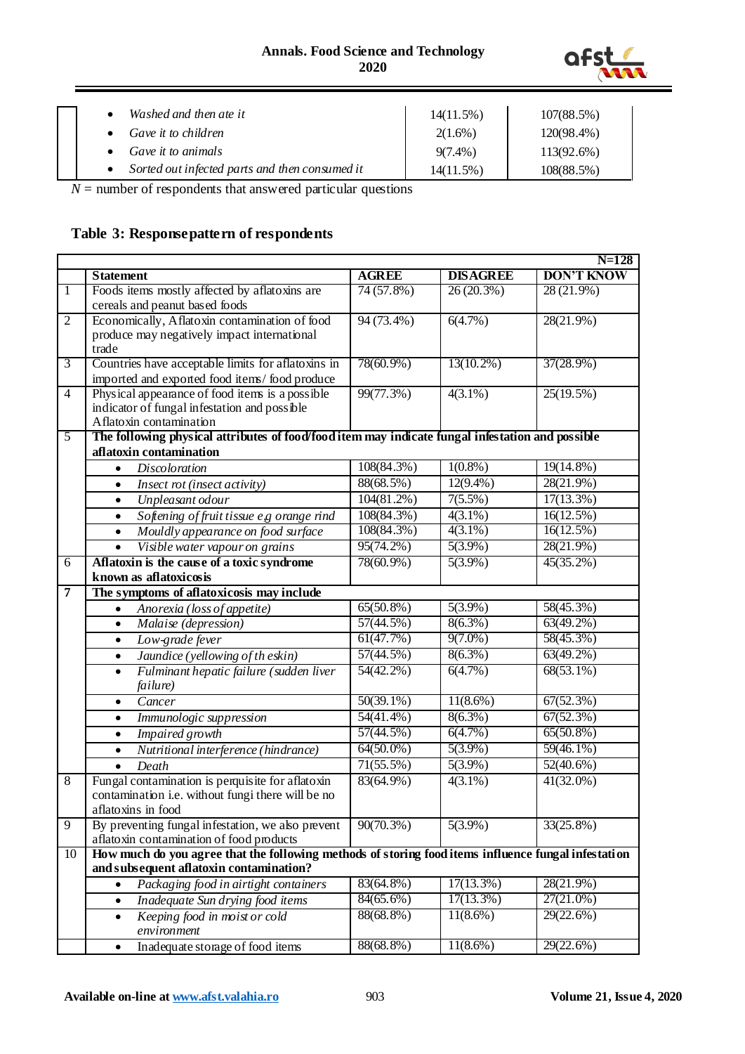| | | | |
|---|---|---|---|
| | • *Washed and then ate it* | 14(11.5%) | 107(88.5%) |
| | • *Gave it to children* | 2(1.6%) | 120(98.4%) |
| | • *Gave it to animals* | 9(7.4%) | 113(92.6%) |
| | • *Sorted out infected parts and then consumed it* | 14(11.5%) | 108(88.5%) |

*N* = number of respondents that answered particular questions

## Table 3: Responsepattern of respondents

| | | | | N=128 |
|---|---|---|---|---|
| | **Statement** | **AGREE** | **DISAGREE** | **DON'T KNOW** |
| 1 | Foods items mostly affected by aflatoxins are cereals and peanut based foods | 74 (57.8%) | 26 (20.3%) | 28 (21.9%) |
| 2 | Economically, Aflatoxin contamination of food produce may negatively impact international trade | 94 (73.4%) | 6(4.7%) | 28(21.9%) |
| 3 | Countries have acceptable limits for aflatoxins in imported and exported food items/ food produce | 78(60.9%) | 13(10.2%) | 37(28.9%) |
| 4 | Physical appearance of food items is a possible indicator of fungal infestation and possible Aflatoxin contamination | 99(77.3%) | 4(3.1%) | 25(19.5%) |
| 5 | **The following physical attributes of food/food item may indicate fungal infestation and possible aflatoxin contamination** | | | |
| | • *Discoloration* | 108(84.3%) | 1(0.8%) | 19(14.8%) |
| | • *Insect rot (insect activity)* | 88(68.5%) | 12(9.4%) | 28(21.9%) |
| | • *Unpleasant odour* | 104(81.2%) | 7(5.5%) | 17(13.3%) |
| | • *Softening of fruit tissue e.g orange rind* | 108(84.3%) | 4(3.1%) | 16(12.5%) |
| | • *Mouldly appearance on food surface* | 108(84.3%) | 4(3.1%) | 16(12.5%) |
| | • *Visible water vapour on grains* | 95(74.2%) | 5(3.9%) | 28(21.9%) |
| 6 | **Aflatoxin is the cause of a toxic syndrome known as aflatoxicosis** | 78(60.9%) | 5(3.9%) | 45(35.2%) |
| **7** | **The symptoms of aflatoxicosis may include** | | | |
| | • *Anorexia (loss of appetite)* | 65(50.8%) | 5(3.9%) | 58(45.3%) |
| | • *Malaise (depression)* | 57(44.5%) | 8(6.3%) | 63(49.2%) |
| | • *Low-grade fever* | 61(47.7%) | 9(7.0%) | 58(45.3%) |
| | • *Jaundice (yellowing of th eskin)* | 57(44.5%) | 8(6.3%) | 63(49.2%) |
| | • *Fulminant hepatic failure (sudden liver failure)* | 54(42.2%) | 6(4.7%) | 68(53.1%) |
| | • *Cancer* | 50(39.1%) | 11(8.6%) | 67(52.3%) |
| | • *Immunologic suppression* | 54(41.4%) | 8(6.3%) | 67(52.3%) |
| | • *Impaired growth* | 57(44.5%) | 6(4.7%) | 65(50.8%) |
| | • *Nutritional interference (hindrance)* | 64(50.0%) | 5(3.9%) | 59(46.1%) |
| | • *Death* | 71(55.5%) | 5(3.9%) | 52(40.6%) |
| 8 | Fungal contamination is perquisite for aflatoxin contamination i.e. without fungi there will be no aflatoxins in food | 83(64.9%) | 4(3.1%) | 41(32.0%) |
| 9 | By preventing fungal infestation, we also prevent aflatoxin contamination of food products | 90(70.3%) | 5(3.9%) | 33(25.8%) |
| 10 | **How much do you agree that the following methods of storing food items influence fungal infestation and subsequent aflatoxin contamination?** | | | |
| | • *Packaging food in airtight containers* | 83(64.8%) | 17(13.3%) | 28(21.9%) |
| | • *Inadequate Sun drying food items* | 84(65.6%) | 17(13.3%) | 27(21.0%) |
| | • *Keeping food in moist or cold environment* | 88(68.8%) | 11(8.6%) | 29(22.6%) |
| | • Inadequate storage of food items | 88(68.8%) | 11(8.6%) | 29(22.6%) |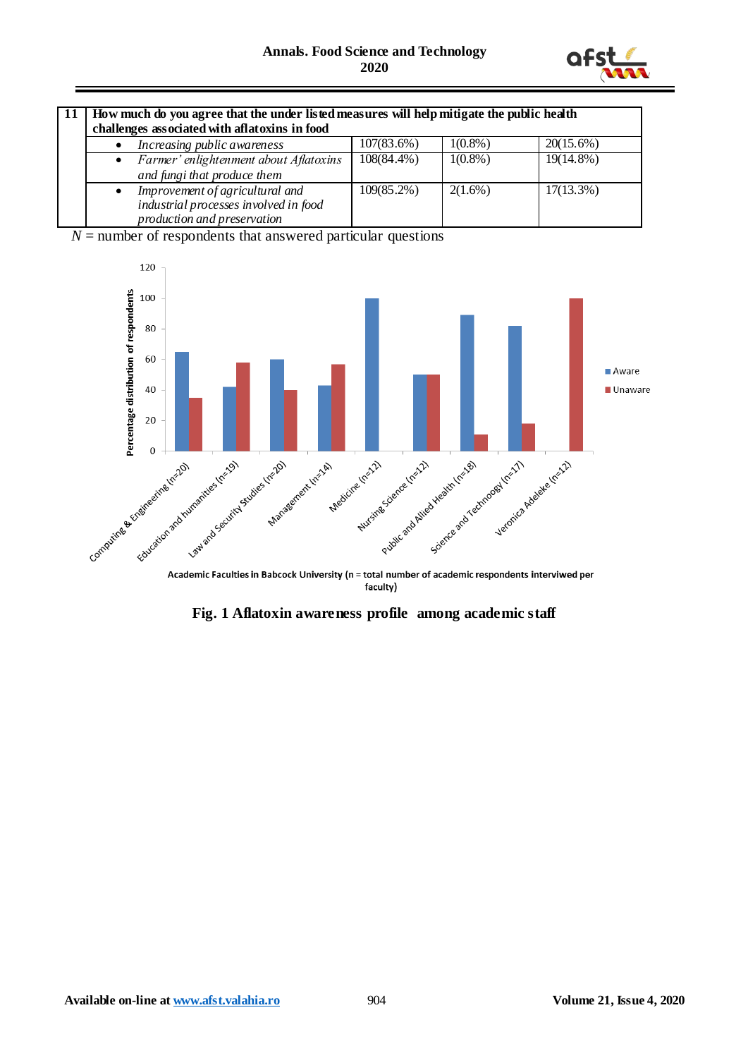| 11 | How much do you agree that the under listed measures will help mitigate the public health challenges associated with aflatoxins in food | | | |
|---|---|---|---|---|
| | • *Increasing public awareness* | 107(83.6%) | 1(0.8%) | 20(15.6%) |
| | • *Farmer' enlightenment about Aflatoxins and fungi that produce them* | 108(84.4%) | 1(0.8%) | 19(14.8%) |
| | • *Improvement of agricultural and industrial processes involved in food production and preservation* | 109(85.2%) | 2(1.6%) | 17(13.3%) |

*N* = number of respondents that answered particular questions

**Fig. 1 Aflatoxin awareness profile among academic staff**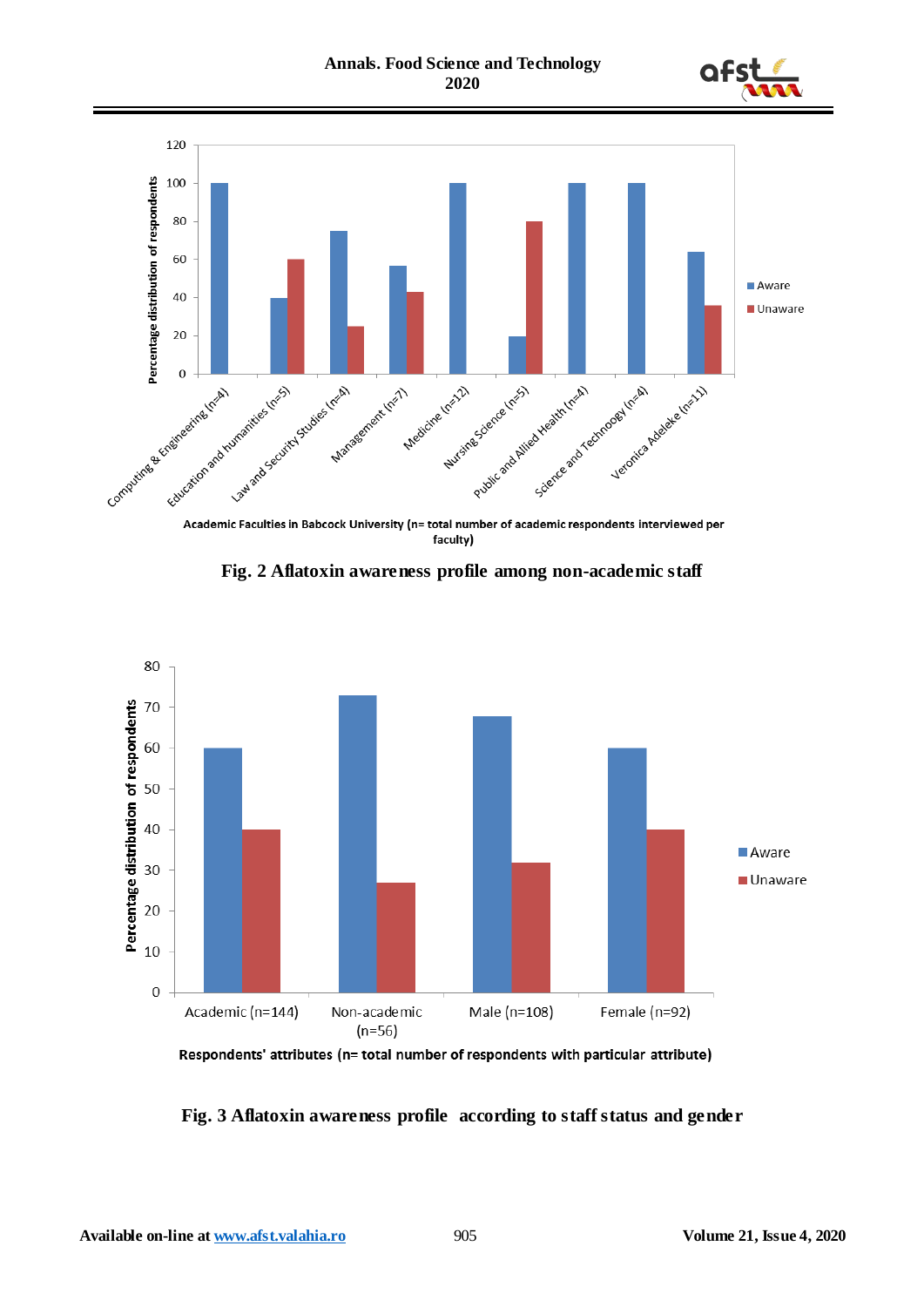Fig. 2 Aflatoxin awareness profile among non-academic staff

Fig. 3 Aflatoxin awareness profile according to staff status and gender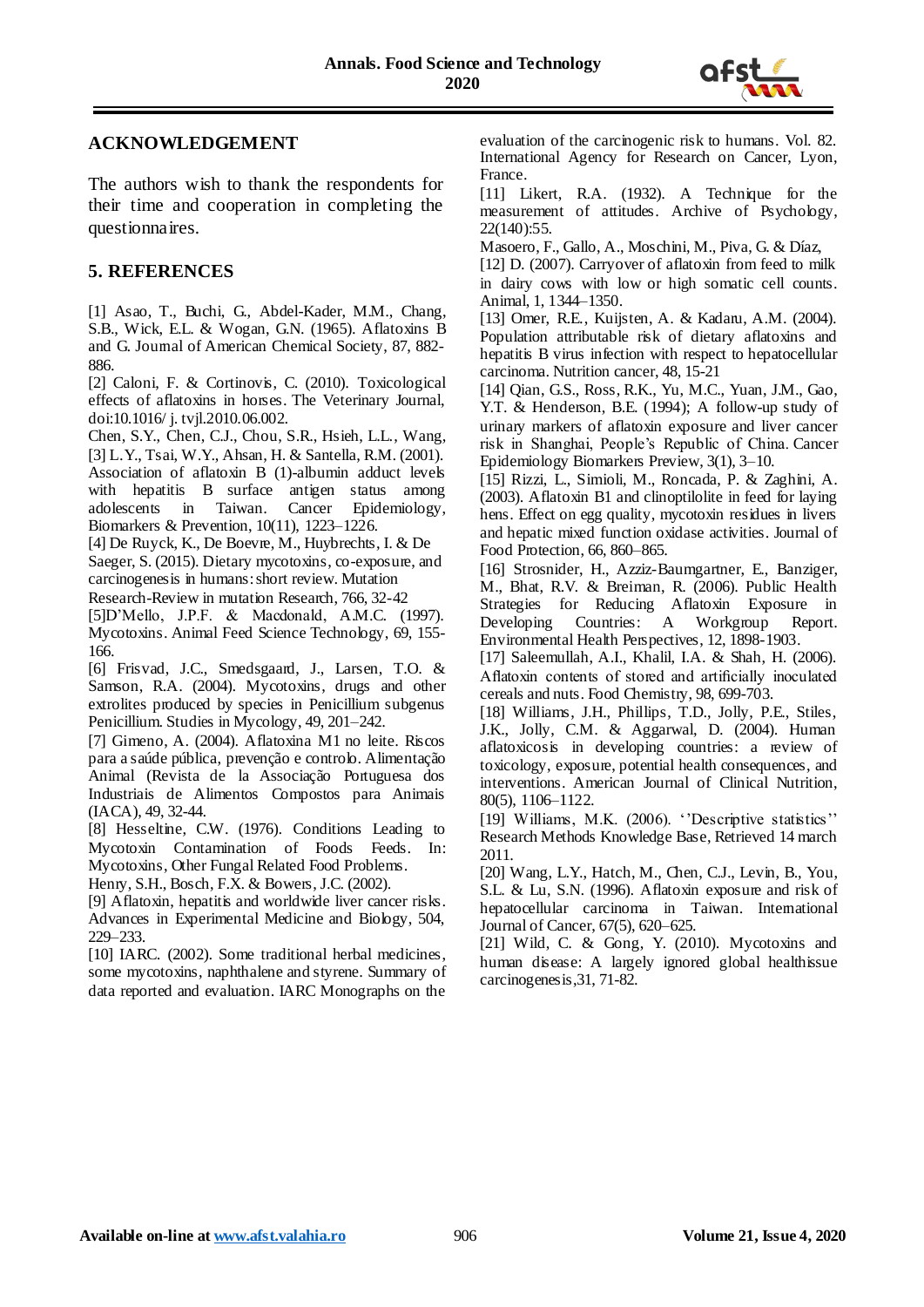## ACKNOWLEDGEMENT

The authors wish to thank the respondents for their time and cooperation in completing the questionnaires.

## 5. REFERENCES

[1] Asao, T., Buchi, G., Abdel-Kader, M.M., Chang, S.B., Wick, E.L. & Wogan, G.N. (1965). Aflatoxins B and G. Journal of American Chemical Society, 87, 882-886.

[2] Caloni, F. & Cortinovis, C. (2010). Toxicological effects of aflatoxins in horses. The Veterinary Journal, doi:10.1016/ j. tvjl.2010.06.002.

Chen, S.Y., Chen, C.J., Chou, S.R., Hsieh, L.L., Wang, [3] L.Y., Tsai, W.Y., Ahsan, H. & Santella, R.M. (2001). Association of aflatoxin B (1)-albumin adduct levels with hepatitis B surface antigen status among adolescents in Taiwan. Cancer Epidemiology, Biomarkers & Prevention, 10(11), 1223–1226.

[4] De Ruyck, K., De Boevre, M., Huybrechts, I. & De Saeger, S. (2015). Dietary mycotoxins, co-exposure, and carcinogenesis in humans: short review. Mutation Research-Review in mutation Research, 766, 32-42

[5]D'Mello, J.P.F. & Macdonald, A.M.C. (1997). Mycotoxins. Animal Feed Science Technology, 69, 155-166.

[6] Frisvad, J.C., Smedsgaard, J., Larsen, T.O. & Samson, R.A. (2004). Mycotoxins, drugs and other extrolites produced by species in Penicillium subgenus Penicillium. Studies in Mycology, 49, 201–242.

[7] Gimeno, A. (2004). Aflatoxina M1 no leite. Riscos para a saúde pública, prevenção e controlo. Alimentação Animal (Revista de la Associação Portuguesa dos Industriais de Alimentos Compostos para Animais (IACA), 49, 32-44.

[8] Hesseltine, C.W. (1976). Conditions Leading to Mycotoxin Contamination of Foods Feeds. In: Mycotoxins, Other Fungal Related Food Problems.

Henry, S.H., Bosch, F.X. & Bowers, J.C. (2002).

[9] Aflatoxin, hepatitis and worldwide liver cancer risks. Advances in Experimental Medicine and Biology, 504, 229–233.

[10] IARC. (2002). Some traditional herbal medicines, some mycotoxins, naphthalene and styrene. Summary of data reported and evaluation. IARC Monographs on the evaluation of the carcinogenic risk to humans. Vol. 82. International Agency for Research on Cancer, Lyon, France.

[11] Likert, R.A. (1932). A Technique for the measurement of attitudes. Archive of Psychology, 22(140):55.

Masoero, F., Gallo, A., Moschini, M., Piva, G. & Díaz,

[12] D. (2007). Carryover of aflatoxin from feed to milk in dairy cows with low or high somatic cell counts. Animal, 1, 1344–1350.

[13] Omer, R.E., Kuijsten, A. & Kadaru, A.M. (2004). Population attributable risk of dietary aflatoxins and hepatitis B virus infection with respect to hepatocellular carcinoma. Nutrition cancer, 48, 15-21

[14] Qian, G.S., Ross, R.K., Yu, M.C., Yuan, J.M., Gao, Y.T. & Henderson, B.E. (1994); A follow-up study of urinary markers of aflatoxin exposure and liver cancer risk in Shanghai, People's Republic of China. Cancer Epidemiology Biomarkers Preview, 3(1), 3–10.

[15] Rizzi, L., Simioli, M., Roncada, P. & Zaghini, A. (2003). Aflatoxin B1 and clinoptilolite in feed for laying hens. Effect on egg quality, mycotoxin residues in livers and hepatic mixed function oxidase activities. Journal of Food Protection, 66, 860–865.

[16] Strosnider, H., Azziz-Baumgartner, E., Banziger, M., Bhat, R.V. & Breiman, R. (2006). Public Health Strategies for Reducing Aflatoxin Exposure in Developing Countries: A Workgroup Report. Environmental Health Perspectives, 12, 1898-1903.

[17] Saleemullah, A.I., Khalil, I.A. & Shah, H. (2006). Aflatoxin contents of stored and artificially inoculated cereals and nuts. Food Chemistry, 98, 699-703.

[18] Williams, J.H., Phillips, T.D., Jolly, P.E., Stiles, J.K., Jolly, C.M. & Aggarwal, D. (2004). Human aflatoxicosis in developing countries: a review of toxicology, exposure, potential health consequences, and interventions. American Journal of Clinical Nutrition, 80(5), 1106–1122.

[19] Williams, M.K. (2006). ''Descriptive statistics'' Research Methods Knowledge Base, Retrieved 14 march 2011.

[20] Wang, L.Y., Hatch, M., Chen, C.J., Levin, B., You, S.L. & Lu, S.N. (1996). Aflatoxin exposure and risk of hepatocellular carcinoma in Taiwan. International Journal of Cancer, 67(5), 620–625.

[21] Wild, C. & Gong, Y. (2010). Mycotoxins and human disease: A largely ignored global healthissue carcinogenesis,31, 71-82.